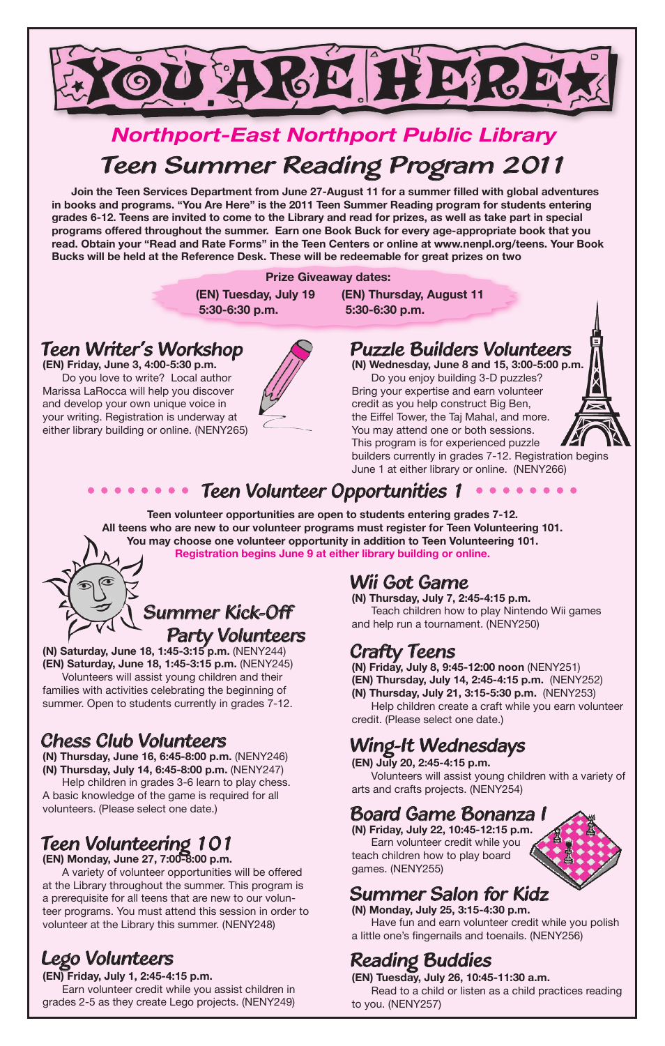# YOU ARE HERE★

## Northport-East Northport Public Library

## Teen Summer Reading Program 2011

**Join the Teen Services Department from June 27-August 11 for a summer filled with global adventures in books and programs. "You Are Here" is the 2011 Teen Summer Reading program for students entering grades 6-12. Teens are invited to come to the Library and read for prizes, as well as take part in special programs offered throughout the summer. Earn one Book Buck for every age-appropriate book that you read. Obtain your "Read and Rate Forms" in the Teen Centers or online at www.nenpl.org/teens. Your Book Bucks will be held at the Reference Desk. These will be redeemable for great prizes on two**

**Prize Giveaway dates:**

**(EN) Tuesday, July 19**
**5:30-6:30 p.m.**

**(EN) Thursday, August 11**
**5:30-6:30 p.m.**

### Teen Writer's Workshop

**(EN) Friday, June 3, 4:00-5:30 p.m.**

Do you love to write? Local author Marissa LaRocca will help you discover and develop your own unique voice in your writing. Registration is underway at either library building or online. (NENY265)

### Puzzle Builders Volunteers

**(N) Wednesday, June 8 and 15, 3:00-5:00 p.m.**

Do you enjoy building 3-D puzzles? Bring your expertise and earn volunteer credit as you help construct Big Ben, the Eiffel Tower, the Taj Mahal, and more. You may attend one or both sessions. This program is for experienced puzzle builders currently in grades 7-12. Registration begins June 1 at either library or online. (NENY266)

## Teen Volunteer Opportunities 1

**Teen volunteer opportunities are open to students entering grades 7-12.**
**All teens who are new to our volunteer programs must register for Teen Volunteering 101.**
**You may choose one volunteer opportunity in addition to Teen Volunteering 101.**
**Registration begins June 9 at either library building or online.**

### Summer Kick-Off Party Volunteers

**(N) Saturday, June 18, 1:45-3:15 p.m.** (NENY244)
**(EN) Saturday, June 18, 1:45-3:15 p.m.** (NENY245)

Volunteers will assist young children and their families with activities celebrating the beginning of summer. Open to students currently in grades 7-12.

### Chess Club Volunteers

**(N) Thursday, June 16, 6:45-8:00 p.m.** (NENY246)
**(N) Thursday, July 14, 6:45-8:00 p.m.** (NENY247)

Help children in grades 3-6 learn to play chess. A basic knowledge of the game is required for all volunteers. (Please select one date.)

### Teen Volunteering 101

**(EN) Monday, June 27, 7:00-8:00 p.m.**

A variety of volunteer opportunities will be offered at the Library throughout the summer. This program is a prerequisite for all teens that are new to our volunteer programs. You must attend this session in order to volunteer at the Library this summer. (NENY248)

### Lego Volunteers

**(EN) Friday, July 1, 2:45-4:15 p.m.**

Earn volunteer credit while you assist children in grades 2-5 as they create Lego projects. (NENY249)

### Wii Got Game

**(N) Thursday, July 7, 2:45-4:15 p.m.**

Teach children how to play Nintendo Wii games and help run a tournament. (NENY250)

### Crafty Teens

**(N) Friday, July 8, 9:45-12:00 noon** (NENY251)
**(EN) Thursday, July 14, 2:45-4:15 p.m.** (NENY252)
**(N) Thursday, July 21, 3:15-5:30 p.m.** (NENY253)

Help children create a craft while you earn volunteer credit. (Please select one date.)

### Wing-It Wednesdays

**(EN) July 20, 2:45-4:15 p.m.**

Volunteers will assist young children with a variety of arts and crafts projects. (NENY254)

### Board Game Bonanza I

**(N) Friday, July 22, 10:45-12:15 p.m.**

Earn volunteer credit while you teach children how to play board games. (NENY255)

### Summer Salon for Kidz

**(N) Monday, July 25, 3:15-4:30 p.m.**

Have fun and earn volunteer credit while you polish a little one's fingernails and toenails. (NENY256)

### Reading Buddies

**(EN) Tuesday, July 26, 10:45-11:30 a.m.**

Read to a child or listen as a child practices reading to you. (NENY257)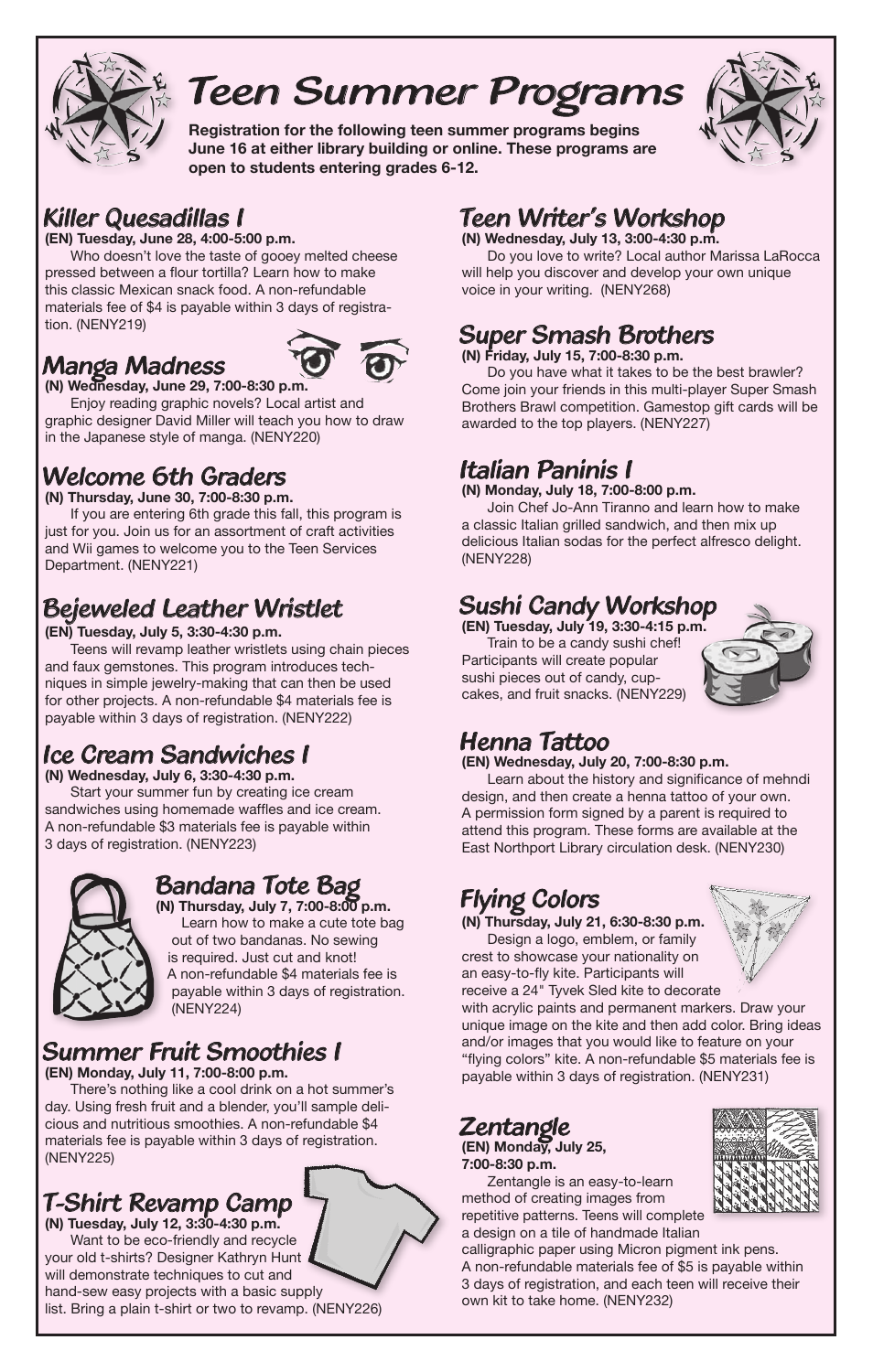# Teen Summer Programs

**Registration for the following teen summer programs begins June 16 at either library building or online. These programs are open to students entering grades 6-12.**

## Killer Quesadillas I

**(EN) Tuesday, June 28, 4:00-5:00 p.m.**

Who doesn't love the taste of gooey melted cheese pressed between a flour tortilla? Learn how to make this classic Mexican snack food. A non-refundable materials fee of $4 is payable within 3 days of registration. (NENY219)

## Manga Madness

**(N) Wednesday, June 29, 7:00-8:30 p.m.**

Enjoy reading graphic novels? Local artist and graphic designer David Miller will teach you how to draw in the Japanese style of manga. (NENY220)

## Welcome 6th Graders

**(N) Thursday, June 30, 7:00-8:30 p.m.**

If you are entering 6th grade this fall, this program is just for you. Join us for an assortment of craft activities and Wii games to welcome you to the Teen Services Department. (NENY221)

## Bejeweled Leather Wristlet

**(EN) Tuesday, July 5, 3:30-4:30 p.m.**

Teens will revamp leather wristlets using chain pieces and faux gemstones. This program introduces techniques in simple jewelry-making that can then be used for other projects. A non-refundable $4 materials fee is payable within 3 days of registration. (NENY222)

## Ice Cream Sandwiches I

**(N) Wednesday, July 6, 3:30-4:30 p.m.**

Start your summer fun by creating ice cream sandwiches using homemade waffles and ice cream. A non-refundable $3 materials fee is payable within 3 days of registration. (NENY223)

## Bandana Tote Bag

**(N) Thursday, July 7, 7:00-8:00 p.m.**

Learn how to make a cute tote bag out of two bandanas. No sewing is required. Just cut and knot! A non-refundable $4 materials fee is payable within 3 days of registration. (NENY224)

## Summer Fruit Smoothies I

**(EN) Monday, July 11, 7:00-8:00 p.m.**

There's nothing like a cool drink on a hot summer's day. Using fresh fruit and a blender, you'll sample delicious and nutritious smoothies. A non-refundable $4 materials fee is payable within 3 days of registration. (NENY225)

## T-Shirt Revamp Camp

**(N) Tuesday, July 12, 3:30-4:30 p.m.**

Want to be eco-friendly and recycle your old t-shirts? Designer Kathryn Hunt will demonstrate techniques to cut and hand-sew easy projects with a basic supply list. Bring a plain t-shirt or two to revamp. (NENY226)

## Teen Writer's Workshop

**(N) Wednesday, July 13, 3:00-4:30 p.m.**

Do you love to write? Local author Marissa LaRocca will help you discover and develop your own unique voice in your writing. (NENY268)

## Super Smash Brothers

**(N) Friday, July 15, 7:00-8:30 p.m.**

Do you have what it takes to be the best brawler? Come join your friends in this multi-player Super Smash Brothers Brawl competition. Gamestop gift cards will be awarded to the top players. (NENY227)

## Italian Paninis I

**(N) Monday, July 18, 7:00-8:00 p.m.**

Join Chef Jo-Ann Tiranno and learn how to make a classic Italian grilled sandwich, and then mix up delicious Italian sodas for the perfect alfresco delight. (NENY228)

## Sushi Candy Workshop

**(EN) Tuesday, July 19, 3:30-4:15 p.m.**

Train to be a candy sushi chef! Participants will create popular sushi pieces out of candy, cupcakes, and fruit snacks. (NENY229)

## Henna Tattoo

**(EN) Wednesday, July 20, 7:00-8:30 p.m.**

Learn about the history and significance of mehndi design, and then create a henna tattoo of your own. A permission form signed by a parent is required to attend this program. These forms are available at the East Northport Library circulation desk. (NENY230)

## Flying Colors

**(N) Thursday, July 21, 6:30-8:30 p.m.**

Design a logo, emblem, or family crest to showcase your nationality on an easy-to-fly kite. Participants will receive a 24" Tyvek Sled kite to decorate with acrylic paints and permanent markers. Draw your unique image on the kite and then add color. Bring ideas and/or images that you would like to feature on your "flying colors" kite. A non-refundable $5 materials fee is payable within 3 days of registration. (NENY231)

## Zentangle

**(EN) Monday, July 25, 7:00-8:30 p.m.**

Zentangle is an easy-to-learn method of creating images from repetitive patterns. Teens will complete a design on a tile of handmade Italian calligraphic paper using Micron pigment ink pens. A non-refundable materials fee of $5 is payable within 3 days of registration, and each teen will receive their own kit to take home. (NENY232)